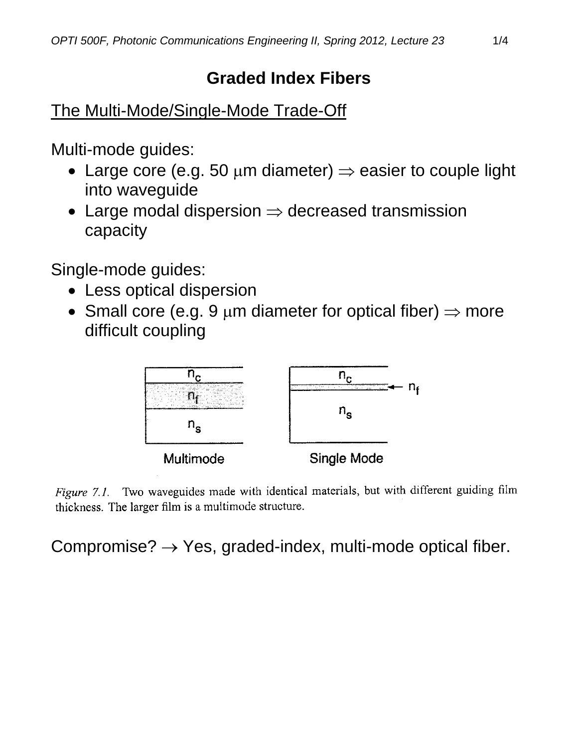# Graded Index Fibers

## The Multi-Mode/Single-Mode Trade-Off

Multi-mode guides:

- Large core (e.g. 50 $\mu$m diameter) $\Rightarrow$ easier to couple light into waveguide
- Large modal dispersion $\Rightarrow$ decreased transmission capacity

Single-mode guides:

- Less optical dispersion
- Small core (e.g. 9 $\mu$m diameter for optical fiber) $\Rightarrow$ more difficult coupling

*Figure 7.1.* Two waveguides made with identical materials, but with different guiding film thickness. The larger film is a multimode structure.

Compromise? $\rightarrow$ Yes, graded-index, multi-mode optical fiber.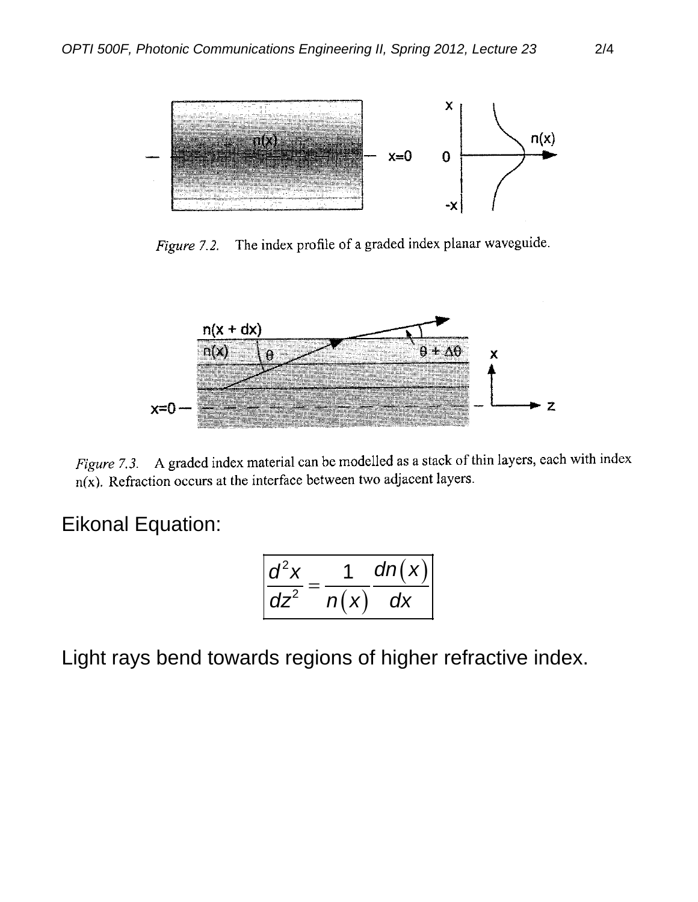Figure 7.2. The index profile of a graded index planar waveguide.

Figure 7.3. A graded index material can be modelled as a stack of thin layers, each with index $n(x)$. Refraction occurs at the interface between two adjacent layers.

Eikonal Equation:

$$\frac{d^2x}{dz^2} = \frac{1}{n(x)}\frac{dn(x)}{dx}$$

Light rays bend towards regions of higher refractive index.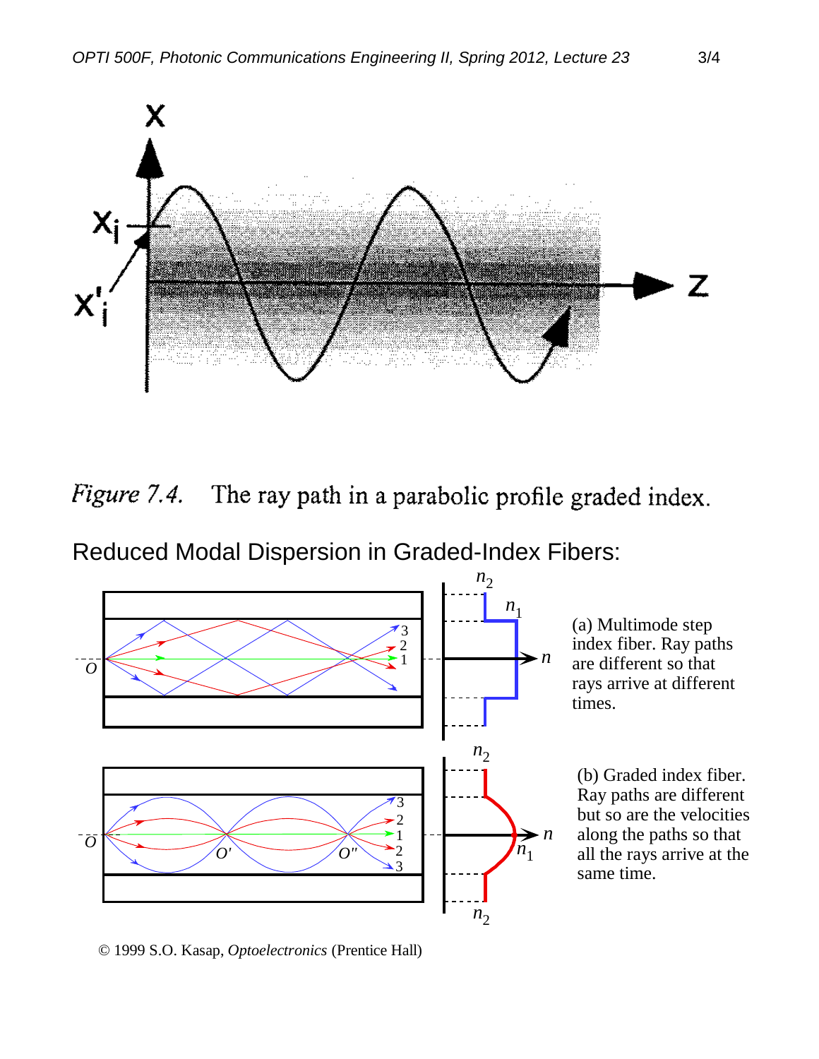*Figure 7.4.* The ray path in a parabolic profile graded index.

Reduced Modal Dispersion in Graded-Index Fibers:

(a) Multimode step index fiber. Ray paths are different so that rays arrive at different times.

(b) Graded index fiber. Ray paths are different but so are the velocities along the paths so that all the rays arrive at the same time.

© 1999 S.O. Kasap, *Optoelectronics* (Prentice Hall)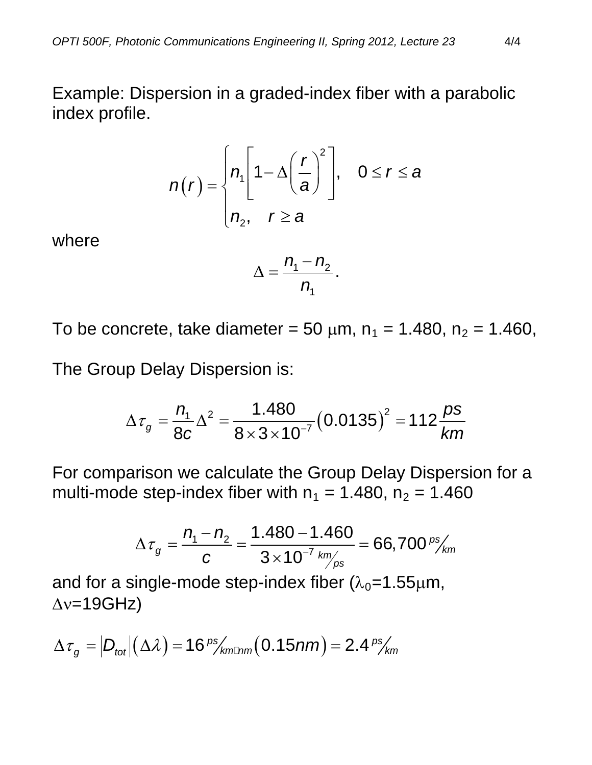Example: Dispersion in a graded-index fiber with a parabolic index profile.

$$n(r) = \begin{cases} n_1\left[1-\Delta\left(\dfrac{r}{a}\right)^2\right], & 0 \le r \le a \\ n_2, & r \ge a \end{cases}$$

where

$$\Delta = \frac{n_1 - n_2}{n_1}.$$

To be concrete, take diameter = 50 $\mu$m, $n_1$ = 1.480, $n_2$ = 1.460,

The Group Delay Dispersion is:

$$\Delta\tau_g = \frac{n_1}{8c}\Delta^2 = \frac{1.480}{8\times 3\times 10^{-7}}\left(0.0135\right)^2 = 112\,\frac{ps}{km}$$

For comparison we calculate the Group Delay Dispersion for a multi-mode step-index fiber with $n_1$ = 1.480, $n_2$ = 1.460

$$\Delta\tau_g = \frac{n_1 - n_2}{c} = \frac{1.480 - 1.460}{3\times 10^{-7}\,{}^{km}\!/_{ps}} = 66{,}700\,{}^{ps}\!/_{km}$$

and for a single-mode step-index fiber ($\lambda_0$=1.55$\mu$m, $\Delta\nu$=19GHz)

$$\Delta\tau_g = \left|D_{tot}\right|\left(\Delta\lambda\right) = 16\,{}^{ps}\!/_{km\cdot nm}\left(0.15nm\right) = 2.4\,{}^{ps}\!/_{km}$$